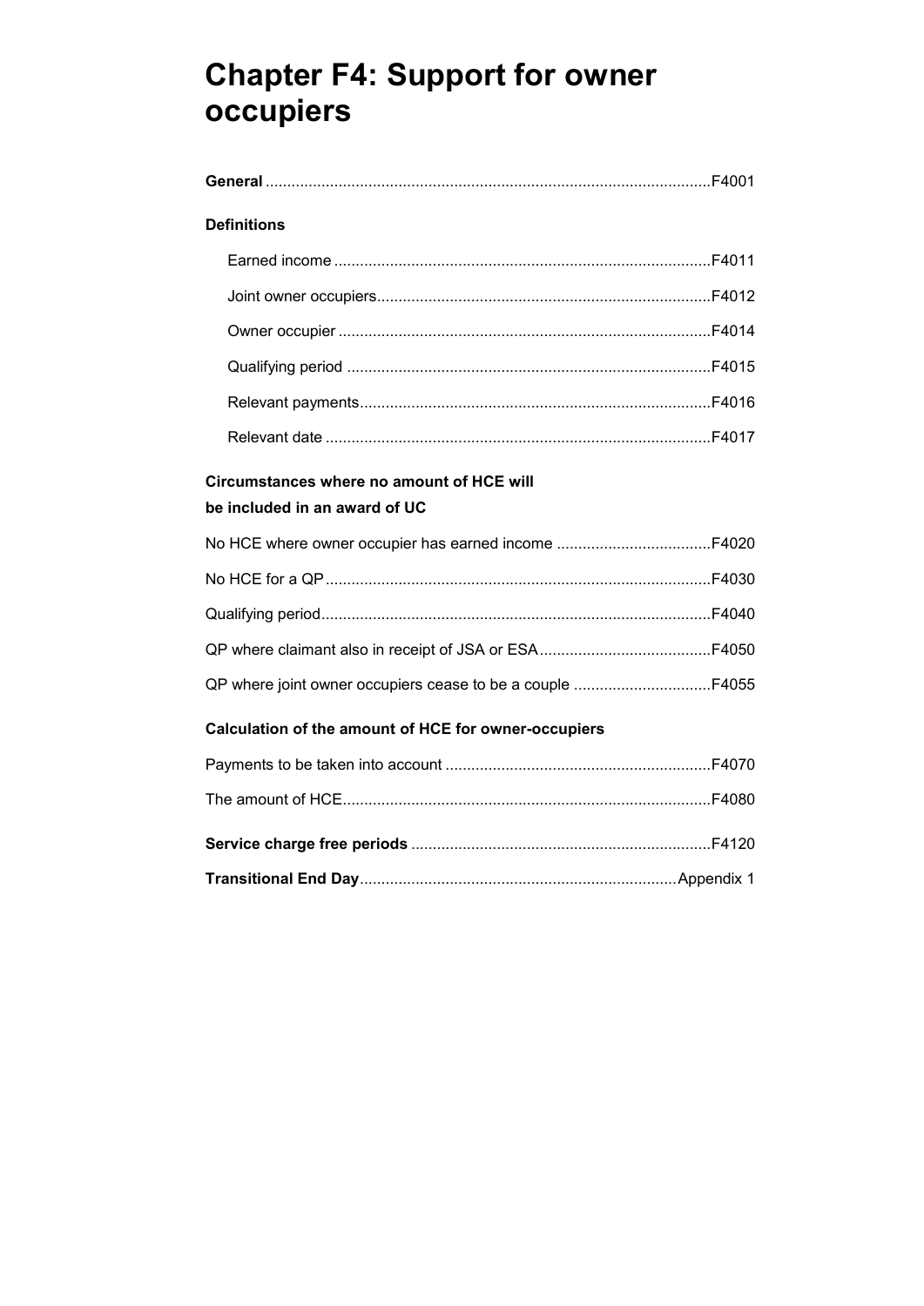# Chapter F4: Support for owner occupiers

**General** ...................................................................................................... F4001

**Definitions**

- Earned income ...................................................................................... F4011
- Joint owner occupiers ............................................................................ F4012
- Owner occupier ..................................................................................... F4014
- Qualifying period ................................................................................... F4015
- Relevant payments ................................................................................ F4016
- Relevant date ........................................................................................ F4017

**Circumstances where no amount of HCE will be included in an award of UC**

No HCE where owner occupier has earned income .................................... F4020

No HCE for a QP ......................................................................................... F4030

Qualifying period .......................................................................................... F4040

QP where claimant also in receipt of JSA or ESA ........................................ F4050

QP where joint owner occupiers cease to be a couple ................................ F4055

**Calculation of the amount of HCE for owner-occupiers**

Payments to be taken into account ............................................................. F4070

The amount of HCE ..................................................................................... F4080

**Service charge free periods** ..................................................................... F4120

**Transitional End Day** ........................................................................ Appendix 1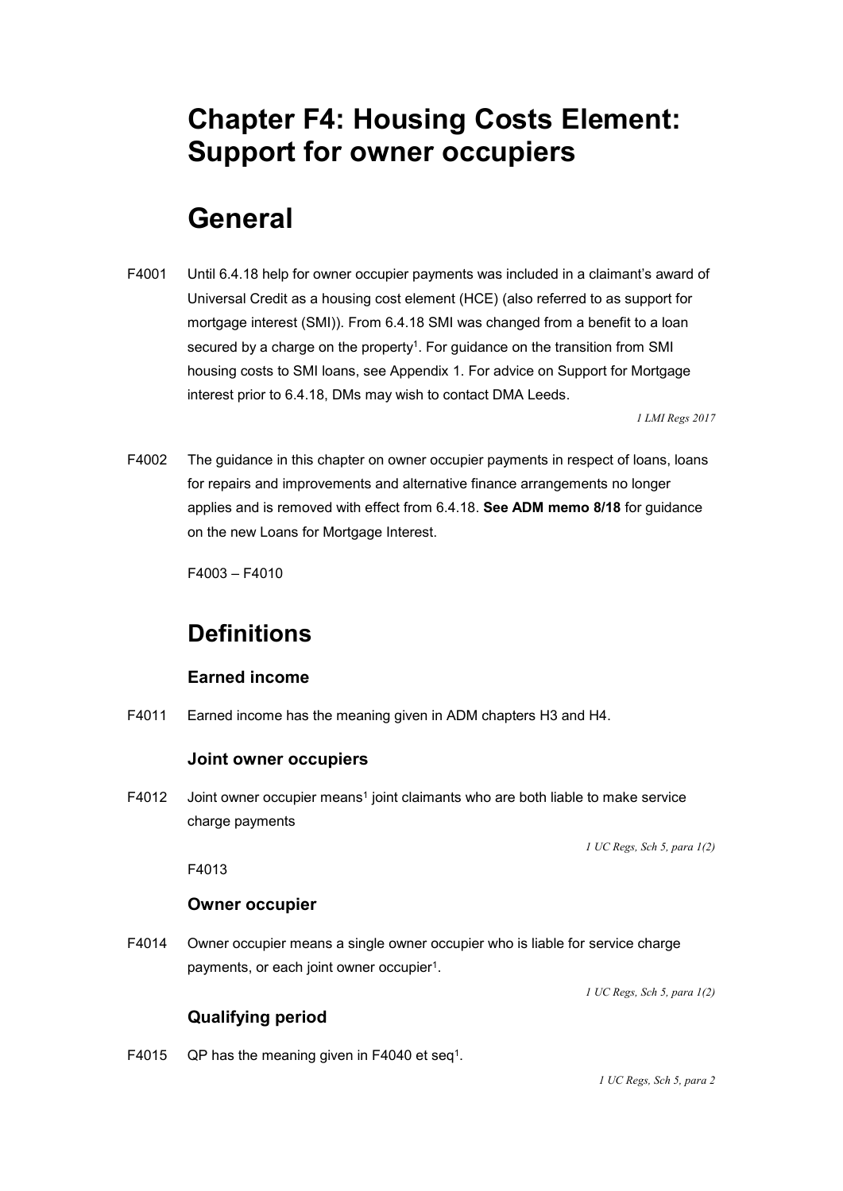# Chapter F4: Housing Costs Element: Support for owner occupiers

# General

F4001 Until 6.4.18 help for owner occupier payments was included in a claimant's award of Universal Credit as a housing cost element (HCE) (also referred to as support for mortgage interest (SMI)). From 6.4.18 SMI was changed from a benefit to a loan secured by a charge on the property[1]. For guidance on the transition from SMI housing costs to SMI loans, see Appendix 1. For advice on Support for Mortgage interest prior to 6.4.18, DMs may wish to contact DMA Leeds.

*1 LMI Regs 2017*

F4002 The guidance in this chapter on owner occupier payments in respect of loans, loans for repairs and improvements and alternative finance arrangements no longer applies and is removed with effect from 6.4.18. **See ADM memo 8/18** for guidance on the new Loans for Mortgage Interest.

F4003 – F4010

## Definitions

### Earned income

F4011 Earned income has the meaning given in ADM chapters H3 and H4.

### Joint owner occupiers

F4012 Joint owner occupier means[1] joint claimants who are both liable to make service charge payments

*1 UC Regs, Sch 5, para 1(2)*

F4013

### Owner occupier

F4014 Owner occupier means a single owner occupier who is liable for service charge payments, or each joint owner occupier[1].

*1 UC Regs, Sch 5, para 1(2)*

### Qualifying period

F4015 QP has the meaning given in F4040 et seq[1].

*1 UC Regs, Sch 5, para 2*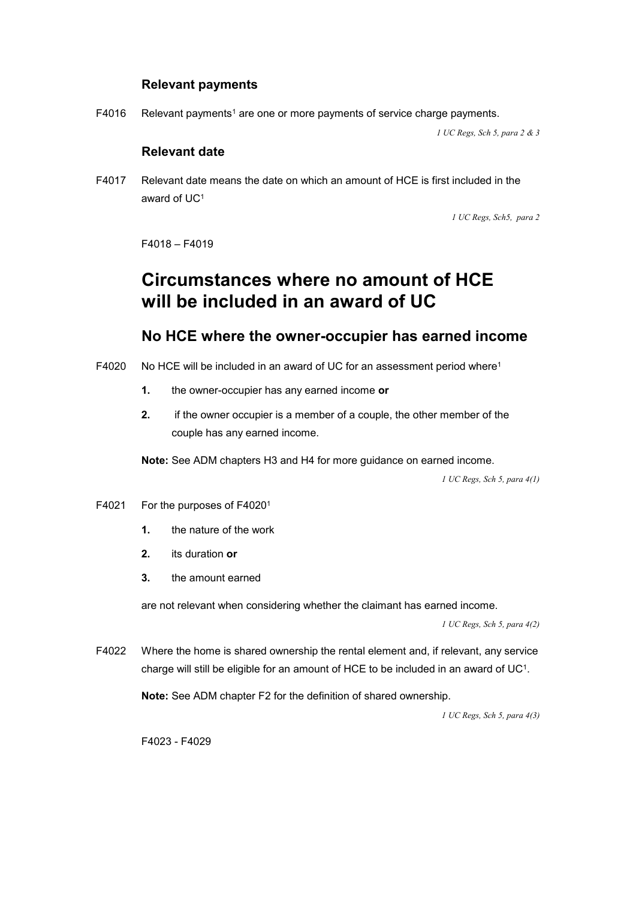### Relevant payments

F4016 Relevant payments[1] are one or more payments of service charge payments.

*1 UC Regs, Sch 5, para 2 & 3*

### Relevant date

F4017 Relevant date means the date on which an amount of HCE is first included in the award of UC[1]

*1 UC Regs, Sch5, para 2*

F4018 – F4019

# Circumstances where no amount of HCE will be included in an award of UC

## No HCE where the owner-occupier has earned income

F4020 No HCE will be included in an award of UC for an assessment period where[1]

1. the owner-occupier has any earned income **or**
2. if the owner occupier is a member of a couple, the other member of the couple has any earned income.

**Note:** See ADM chapters H3 and H4 for more guidance on earned income.

*1 UC Regs, Sch 5, para 4(1)*

F4021 For the purposes of F4020[1]

1. the nature of the work
2. its duration **or**
3. the amount earned

are not relevant when considering whether the claimant has earned income.

*1 UC Regs, Sch 5, para 4(2)*

F4022 Where the home is shared ownership the rental element and, if relevant, any service charge will still be eligible for an amount of HCE to be included in an award of UC[1].

**Note:** See ADM chapter F2 for the definition of shared ownership.

*1 UC Regs, Sch 5, para 4(3)*

F4023 - F4029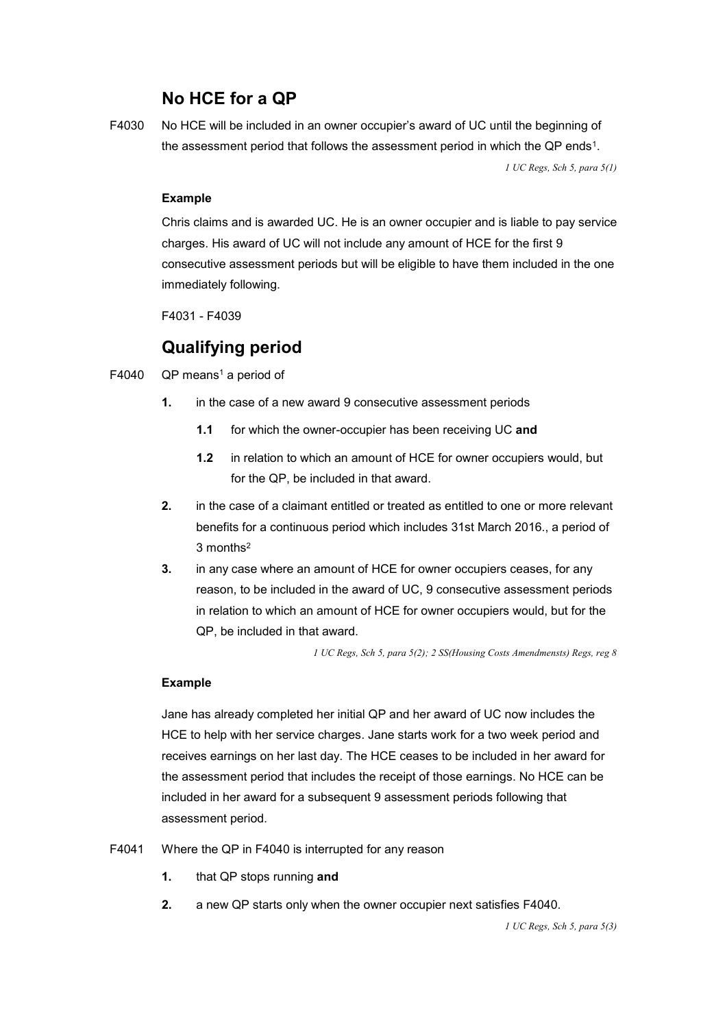## No HCE for a QP

F4030 No HCE will be included in an owner occupier's award of UC until the beginning of the assessment period that follows the assessment period in which the QP ends[1].

*1 UC Regs, Sch 5, para 5(1)*

**Example**

Chris claims and is awarded UC. He is an owner occupier and is liable to pay service charges. His award of UC will not include any amount of HCE for the first 9 consecutive assessment periods but will be eligible to have them included in the one immediately following.

F4031 - F4039

## Qualifying period

F4040 QP means[1] a period of

**1.** in the case of a new award 9 consecutive assessment periods

**1.1** for which the owner-occupier has been receiving UC **and**

**1.2** in relation to which an amount of HCE for owner occupiers would, but for the QP, be included in that award.

**2.** in the case of a claimant entitled or treated as entitled to one or more relevant benefits for a continuous period which includes 31st March 2016., a period of 3 months[2]

**3.** in any case where an amount of HCE for owner occupiers ceases, for any reason, to be included in the award of UC, 9 consecutive assessment periods in relation to which an amount of HCE for owner occupiers would, but for the QP, be included in that award.

*1 UC Regs, Sch 5, para 5(2); 2 SS(Housing Costs Amendmensts) Regs, reg 8*

**Example**

Jane has already completed her initial QP and her award of UC now includes the HCE to help with her service charges. Jane starts work for a two week period and receives earnings on her last day. The HCE ceases to be included in her award for the assessment period that includes the receipt of those earnings. No HCE can be included in her award for a subsequent 9 assessment periods following that assessment period.

F4041 Where the QP in F4040 is interrupted for any reason

**1.** that QP stops running **and**

**2.** a new QP starts only when the owner occupier next satisfies F4040.

*1 UC Regs, Sch 5, para 5(3)*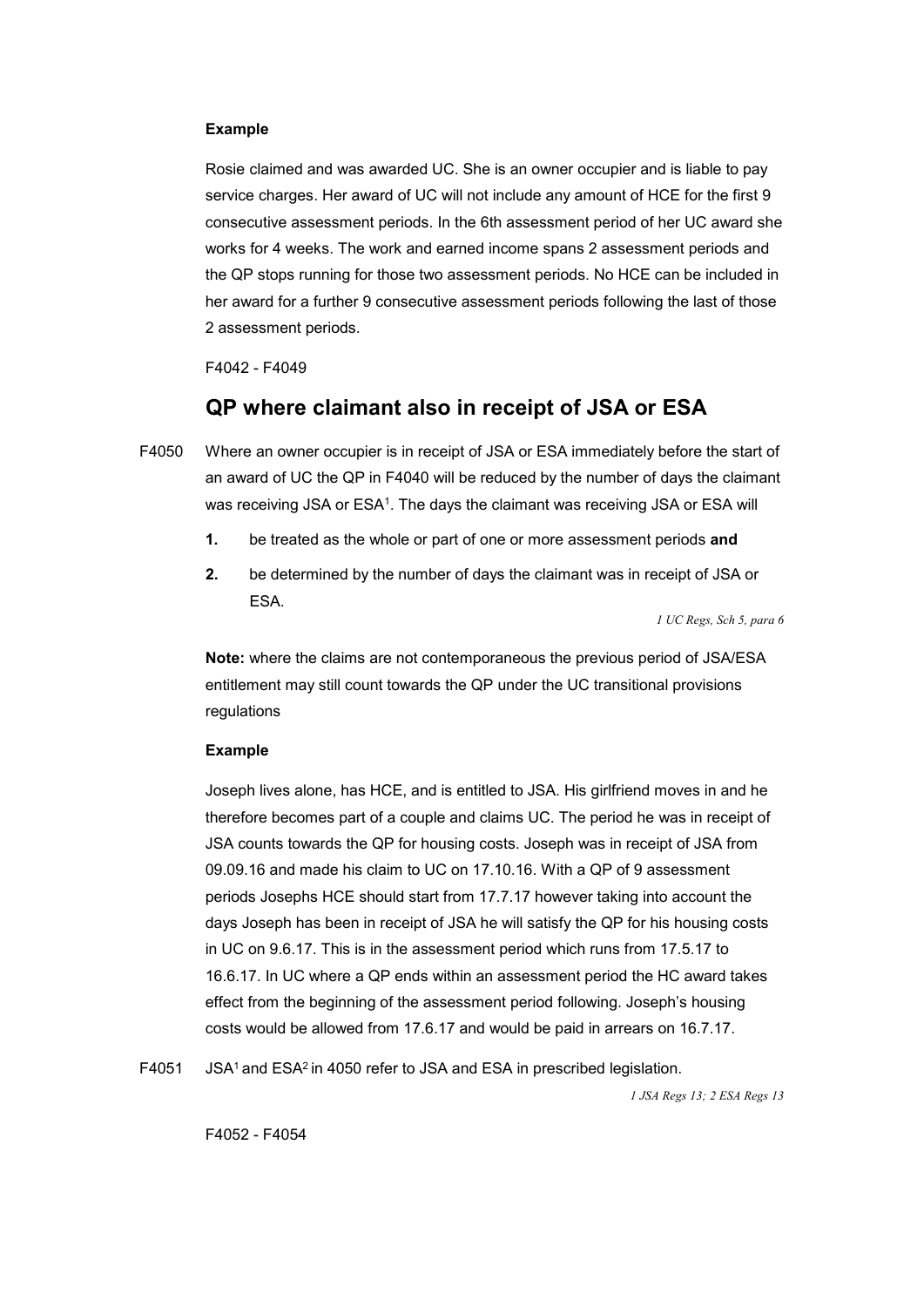**Example**

Rosie claimed and was awarded UC. She is an owner occupier and is liable to pay service charges. Her award of UC will not include any amount of HCE for the first 9 consecutive assessment periods. In the 6th assessment period of her UC award she works for 4 weeks. The work and earned income spans 2 assessment periods and the QP stops running for those two assessment periods. No HCE can be included in her award for a further 9 consecutive assessment periods following the last of those 2 assessment periods.

F4042 - F4049

## QP where claimant also in receipt of JSA or ESA

F4050 Where an owner occupier is in receipt of JSA or ESA immediately before the start of an award of UC the QP in F4040 will be reduced by the number of days the claimant was receiving JSA or ESA[1]. The days the claimant was receiving JSA or ESA will

1. be treated as the whole or part of one or more assessment periods **and**
2. be determined by the number of days the claimant was in receipt of JSA or ESA.

*1 UC Regs, Sch 5, para 6*

**Note:** where the claims are not contemporaneous the previous period of JSA/ESA entitlement may still count towards the QP under the UC transitional provisions regulations

**Example**

Joseph lives alone, has HCE, and is entitled to JSA. His girlfriend moves in and he therefore becomes part of a couple and claims UC. The period he was in receipt of JSA counts towards the QP for housing costs. Joseph was in receipt of JSA from 09.09.16 and made his claim to UC on 17.10.16. With a QP of 9 assessment periods Josephs HCE should start from 17.7.17 however taking into account the days Joseph has been in receipt of JSA he will satisfy the QP for his housing costs in UC on 9.6.17. This is in the assessment period which runs from 17.5.17 to 16.6.17. In UC where a QP ends within an assessment period the HC award takes effect from the beginning of the assessment period following. Joseph's housing costs would be allowed from 17.6.17 and would be paid in arrears on 16.7.17.

F4051 JSA[1] and ESA[2] in 4050 refer to JSA and ESA in prescribed legislation.

*1 JSA Regs 13; 2 ESA Regs 13*

F4052 - F4054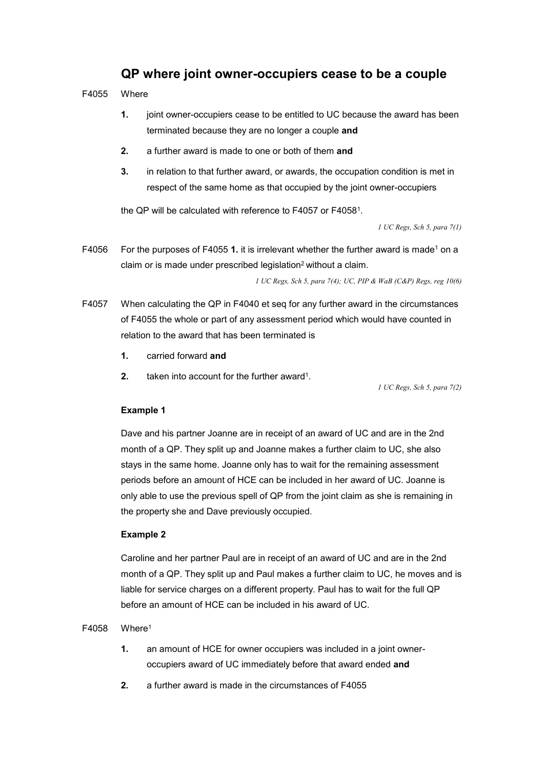## QP where joint owner-occupiers cease to be a couple

F4055 Where

1. joint owner-occupiers cease to be entitled to UC because the award has been terminated because they are no longer a couple **and**
2. a further award is made to one or both of them **and**
3. in relation to that further award, or awards, the occupation condition is met in respect of the same home as that occupied by the joint owner-occupiers

the QP will be calculated with reference to F4057 or F4058[1].

*1 UC Regs, Sch 5, para 7(1)*

F4056 For the purposes of F4055 **1.** it is irrelevant whether the further award is made[1] on a claim or is made under prescribed legislation[2] without a claim.

*1 UC Regs, Sch 5, para 7(4); UC, PIP & WaB (C&P) Regs, reg 10(6)*

F4057 When calculating the QP in F4040 et seq for any further award in the circumstances of F4055 the whole or part of any assessment period which would have counted in relation to the award that has been terminated is

1. carried forward **and**
2. taken into account for the further award[1].

*1 UC Regs, Sch 5, para 7(2)*

**Example 1**

Dave and his partner Joanne are in receipt of an award of UC and are in the 2nd month of a QP. They split up and Joanne makes a further claim to UC, she also stays in the same home. Joanne only has to wait for the remaining assessment periods before an amount of HCE can be included in her award of UC. Joanne is only able to use the previous spell of QP from the joint claim as she is remaining in the property she and Dave previously occupied.

**Example 2**

Caroline and her partner Paul are in receipt of an award of UC and are in the 2nd month of a QP. They split up and Paul makes a further claim to UC, he moves and is liable for service charges on a different property. Paul has to wait for the full QP before an amount of HCE can be included in his award of UC.

F4058 Where[1]

1. an amount of HCE for owner occupiers was included in a joint owner-occupiers award of UC immediately before that award ended **and**
2. a further award is made in the circumstances of F4055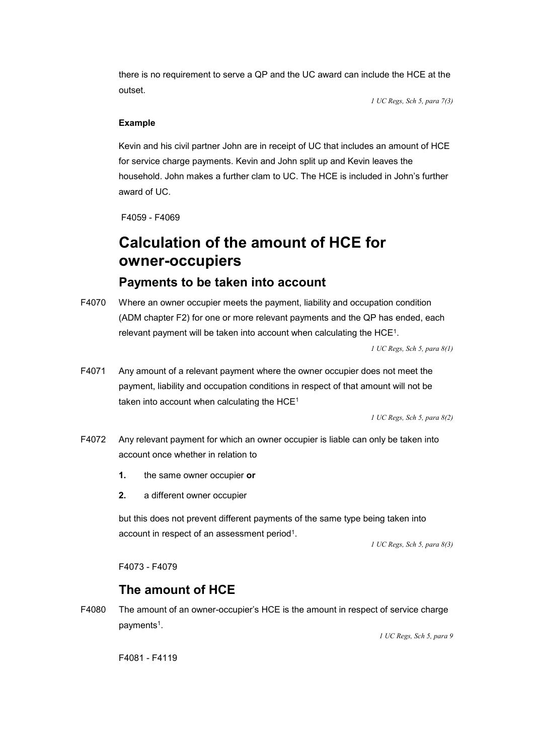there is no requirement to serve a QP and the UC award can include the HCE at the outset.

*1 UC Regs, Sch 5, para 7(3)*

**Example**

Kevin and his civil partner John are in receipt of UC that includes an amount of HCE for service charge payments. Kevin and John split up and Kevin leaves the household. John makes a further clam to UC. The HCE is included in John's further award of UC.

F4059 - F4069

# Calculation of the amount of HCE for owner-occupiers

## Payments to be taken into account

F4070 Where an owner occupier meets the payment, liability and occupation condition (ADM chapter F2) for one or more relevant payments and the QP has ended, each relevant payment will be taken into account when calculating the HCE[1].

*1 UC Regs, Sch 5, para 8(1)*

F4071 Any amount of a relevant payment where the owner occupier does not meet the payment, liability and occupation conditions in respect of that amount will not be taken into account when calculating the HCE[1]

*1 UC Regs, Sch 5, para 8(2)*

F4072 Any relevant payment for which an owner occupier is liable can only be taken into account once whether in relation to

1. the same owner occupier **or**
2. a different owner occupier

but this does not prevent different payments of the same type being taken into account in respect of an assessment period[1].

*1 UC Regs, Sch 5, para 8(3)*

F4073 - F4079

## The amount of HCE

F4080 The amount of an owner-occupier's HCE is the amount in respect of service charge payments[1].

*1 UC Regs, Sch 5, para 9*

F4081 - F4119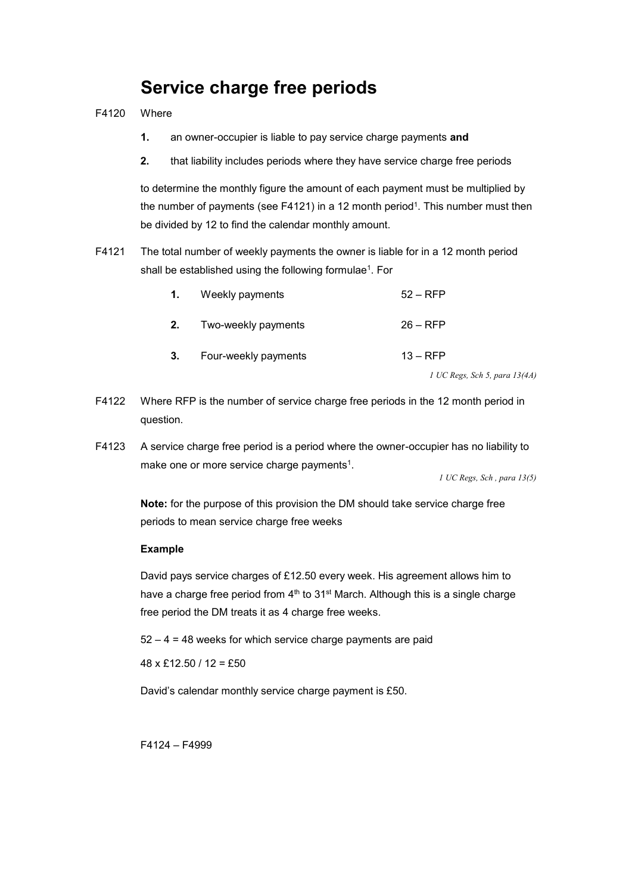# Service charge free periods

F4120 Where

1. an owner-occupier is liable to pay service charge payments **and**
2. that liability includes periods where they have service charge free periods

to determine the monthly figure the amount of each payment must be multiplied by the number of payments (see F4121) in a 12 month period[1]. This number must then be divided by 12 to find the calendar monthly amount.

F4121 The total number of weekly payments the owner is liable for in a 12 month period shall be established using the following formulae[1]. For

| | | |
|---|---|---|
| **1.** | Weekly payments | 52 – RFP |
| **2.** | Two-weekly payments | 26 – RFP |
| **3.** | Four-weekly payments | 13 – RFP |

*1 UC Regs, Sch 5, para 13(4A)*

F4122 Where RFP is the number of service charge free periods in the 12 month period in question.

F4123 A service charge free period is a period where the owner-occupier has no liability to make one or more service charge payments[1].

*1 UC Regs, Sch , para 13(5)*

**Note:** for the purpose of this provision the DM should take service charge free periods to mean service charge free weeks

**Example**

David pays service charges of £12.50 every week. His agreement allows him to have a charge free period from 4th to 31st March. Although this is a single charge free period the DM treats it as 4 charge free weeks.

52 – 4 = 48 weeks for which service charge payments are paid

48 x £12.50 / 12 = £50

David's calendar monthly service charge payment is £50.

F4124 – F4999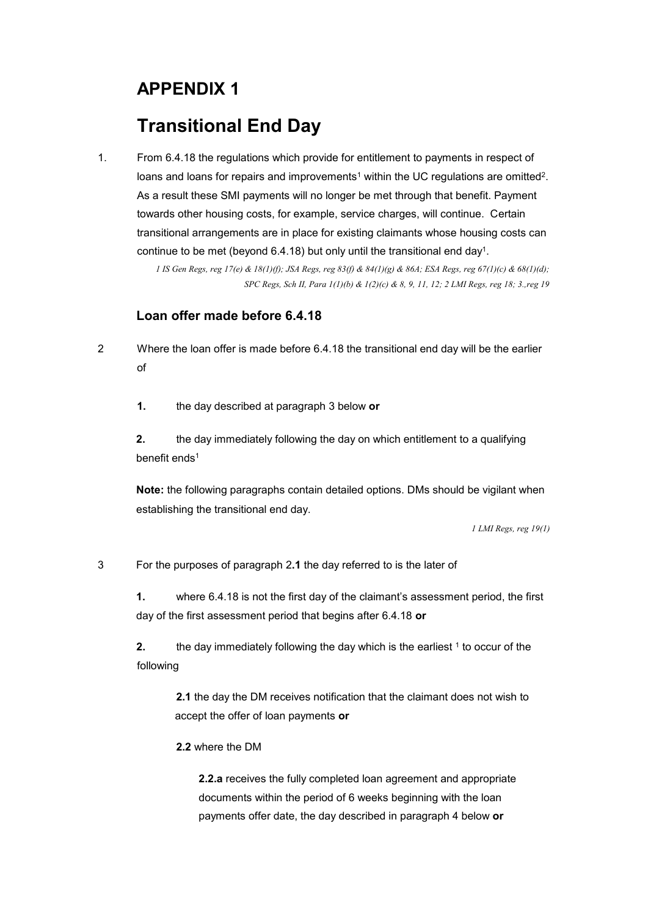# APPENDIX 1

# Transitional End Day

1. From 6.4.18 the regulations which provide for entitlement to payments in respect of loans and loans for repairs and improvements[1] within the UC regulations are omitted[2]. As a result these SMI payments will no longer be met through that benefit. Payment towards other housing costs, for example, service charges, will continue. Certain transitional arrangements are in place for existing claimants whose housing costs can continue to be met (beyond 6.4.18) but only until the transitional end day[1].

*1 IS Gen Regs, reg 17(e) & 18(1)(f); JSA Regs, reg 83(f) & 84(1)(g) & 86A; ESA Regs, reg 67(1)(c) & 68(1)(d); SPC Regs, Sch II, Para 1(1)(b) & 1(2)(c) & 8, 9, 11, 12; 2 LMI Regs, reg 18; 3.,reg 19*

### Loan offer made before 6.4.18

2 Where the loan offer is made before 6.4.18 the transitional end day will be the earlier of

**1.** the day described at paragraph 3 below **or**

**2.** the day immediately following the day on which entitlement to a qualifying benefit ends[1]

**Note:** the following paragraphs contain detailed options. DMs should be vigilant when establishing the transitional end day.

*1 LMI Regs, reg 19(1)*

3 For the purposes of paragraph 2**.1** the day referred to is the later of

**1.** where 6.4.18 is not the first day of the claimant's assessment period, the first day of the first assessment period that begins after 6.4.18 **or**

**2.** the day immediately following the day which is the earliest [1] to occur of the following

**2.1** the day the DM receives notification that the claimant does not wish to accept the offer of loan payments **or**

**2.2** where the DM

**2.2.a** receives the fully completed loan agreement and appropriate documents within the period of 6 weeks beginning with the loan payments offer date, the day described in paragraph 4 below **or**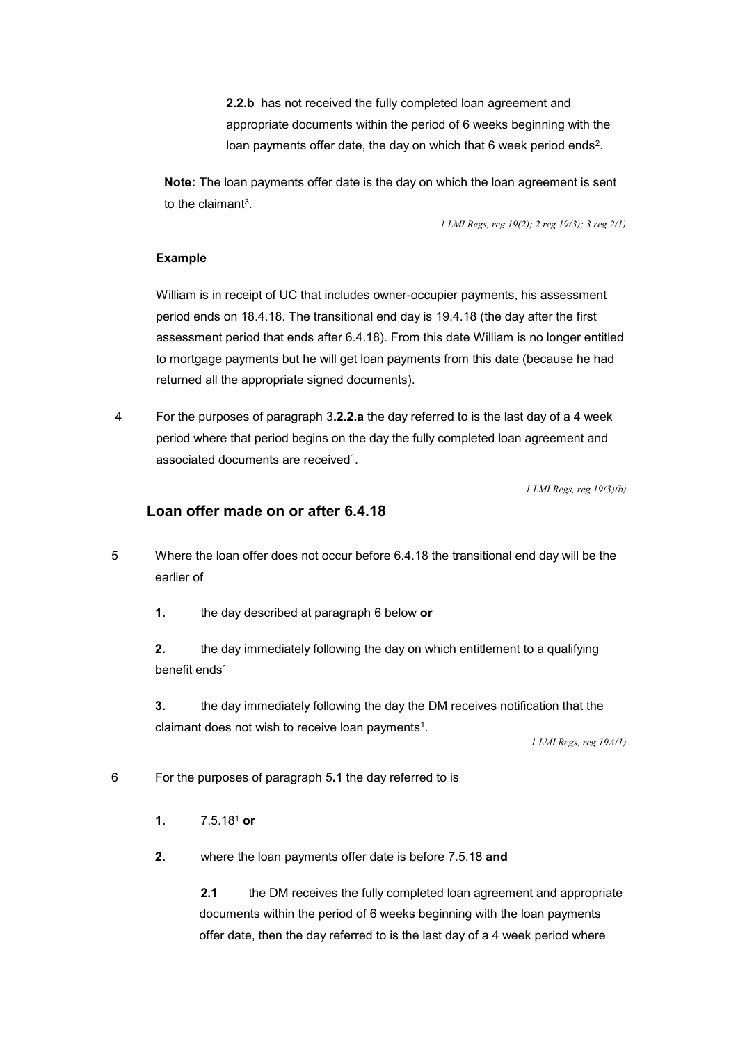**2.2.b** has not received the fully completed loan agreement and appropriate documents within the period of 6 weeks beginning with the loan payments offer date, the day on which that 6 week period ends[2].

**Note:** The loan payments offer date is the day on which the loan agreement is sent to the claimant[3].

*1 LMI Regs, reg 19(2); 2 reg 19(3); 3 reg 2(1)*

**Example**

William is in receipt of UC that includes owner-occupier payments, his assessment period ends on 18.4.18. The transitional end day is 19.4.18 (the day after the first assessment period that ends after 6.4.18). From this date William is no longer entitled to mortgage payments but he will get loan payments from this date (because he had returned all the appropriate signed documents).

4 For the purposes of paragraph 3.**2.2.a** the day referred to is the last day of a 4 week period where that period begins on the day the fully completed loan agreement and associated documents are received[1].

*1 LMI Regs, reg 19(3)(b)*

## Loan offer made on or after 6.4.18

5 Where the loan offer does not occur before 6.4.18 the transitional end day will be the earlier of

**1.** the day described at paragraph 6 below **or**

**2.** the day immediately following the day on which entitlement to a qualifying benefit ends[1]

**3.** the day immediately following the day the DM receives notification that the claimant does not wish to receive loan payments[1].

*1 LMI Regs, reg 19A(1)*

6 For the purposes of paragraph 5.**1** the day referred to is

**1.** 7.5.18[1] **or**

**2.** where the loan payments offer date is before 7.5.18 **and**

**2.1** the DM receives the fully completed loan agreement and appropriate documents within the period of 6 weeks beginning with the loan payments offer date, then the day referred to is the last day of a 4 week period where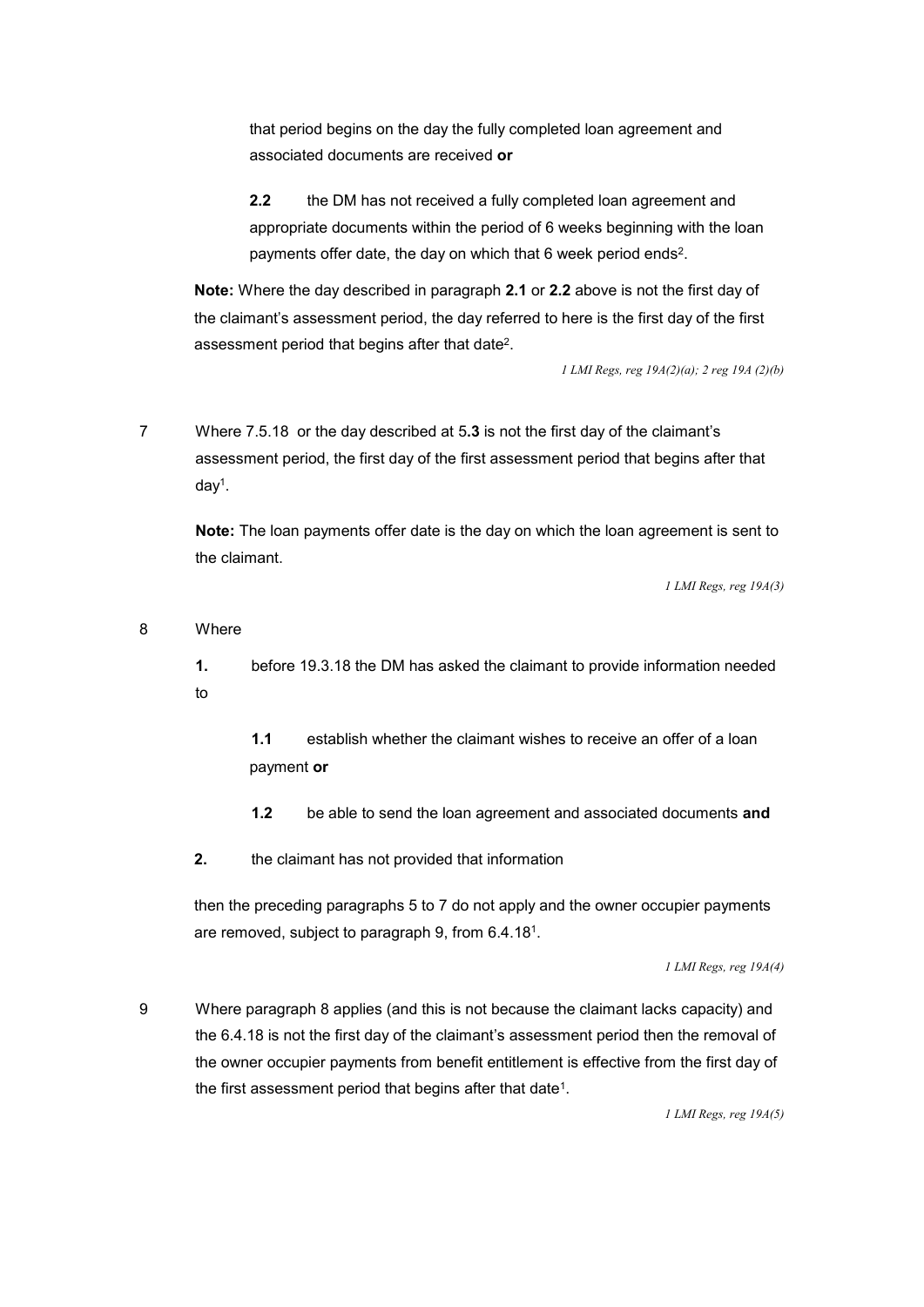that period begins on the day the fully completed loan agreement and associated documents are received **or**

**2.2** the DM has not received a fully completed loan agreement and appropriate documents within the period of 6 weeks beginning with the loan payments offer date, the day on which that 6 week period ends[2].

**Note:** Where the day described in paragraph **2.1** or **2.2** above is not the first day of the claimant's assessment period, the day referred to here is the first day of the first assessment period that begins after that date[2].

*1 LMI Regs, reg 19A(2)(a); 2 reg 19A (2)(b)*

7 Where 7.5.18 or the day described at 5**.3** is not the first day of the claimant's assessment period, the first day of the first assessment period that begins after that day[1].

**Note:** The loan payments offer date is the day on which the loan agreement is sent to the claimant.

*1 LMI Regs, reg 19A(3)*

8 Where

**1.** before 19.3.18 the DM has asked the claimant to provide information needed to

**1.1** establish whether the claimant wishes to receive an offer of a loan payment **or**

**1.2** be able to send the loan agreement and associated documents **and**

**2.** the claimant has not provided that information

then the preceding paragraphs 5 to 7 do not apply and the owner occupier payments are removed, subject to paragraph 9, from 6.4.18[1].

*1 LMI Regs, reg 19A(4)*

9 Where paragraph 8 applies (and this is not because the claimant lacks capacity) and the 6.4.18 is not the first day of the claimant's assessment period then the removal of the owner occupier payments from benefit entitlement is effective from the first day of the first assessment period that begins after that date[1].

*1 LMI Regs, reg 19A(5)*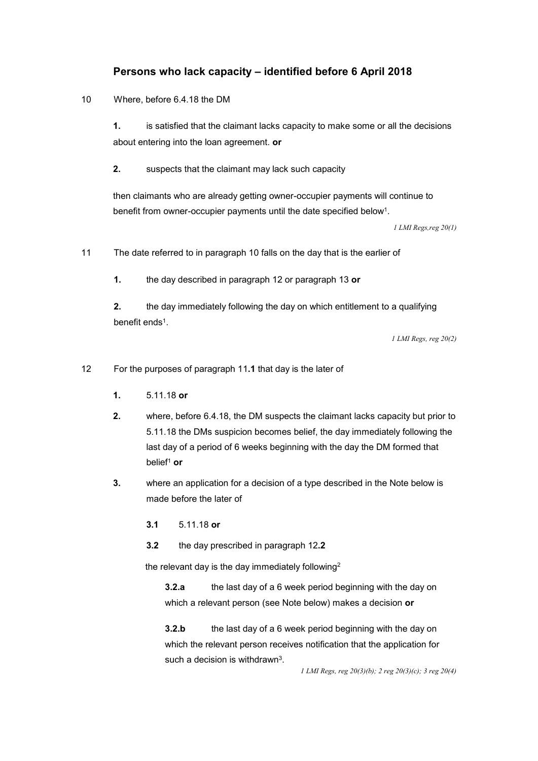## Persons who lack capacity – identified before 6 April 2018

10 Where, before 6.4.18 the DM

**1.** is satisfied that the claimant lacks capacity to make some or all the decisions about entering into the loan agreement. **or**

**2.** suspects that the claimant may lack such capacity

then claimants who are already getting owner-occupier payments will continue to benefit from owner-occupier payments until the date specified below[1].

*1 LMI Regs,reg 20(1)*

11 The date referred to in paragraph 10 falls on the day that is the earlier of

**1.** the day described in paragraph 12 or paragraph 13 **or**

**2.** the day immediately following the day on which entitlement to a qualifying benefit ends[1].

*1 LMI Regs, reg 20(2)*

12 For the purposes of paragraph 11**.1** that day is the later of

**1.** 5.11.18 **or**

**2.** where, before 6.4.18, the DM suspects the claimant lacks capacity but prior to 5.11.18 the DMs suspicion becomes belief, the day immediately following the last day of a period of 6 weeks beginning with the day the DM formed that belief[1] **or**

**3.** where an application for a decision of a type described in the Note below is made before the later of

**3.1** 5.11.18 **or**

**3.2** the day prescribed in paragraph 12**.2**

the relevant day is the day immediately following[2]

**3.2.a** the last day of a 6 week period beginning with the day on which a relevant person (see Note below) makes a decision **or**

**3.2.b** the last day of a 6 week period beginning with the day on which the relevant person receives notification that the application for such a decision is withdrawn[3].

*1 LMI Regs, reg 20(3)(b); 2 reg 20(3)(c); 3 reg 20(4)*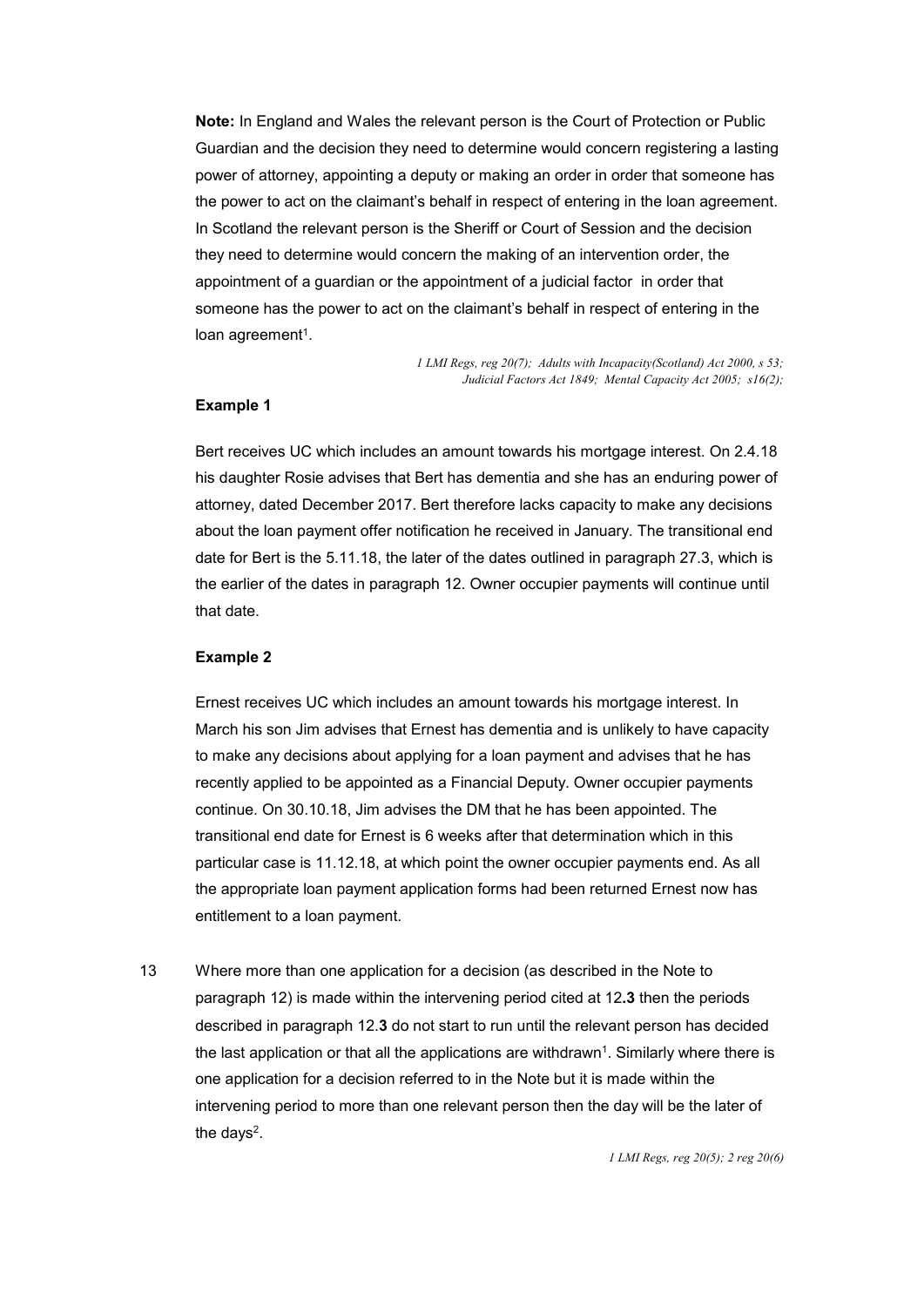**Note:** In England and Wales the relevant person is the Court of Protection or Public Guardian and the decision they need to determine would concern registering a lasting power of attorney, appointing a deputy or making an order in order that someone has the power to act on the claimant's behalf in respect of entering in the loan agreement. In Scotland the relevant person is the Sheriff or Court of Session and the decision they need to determine would concern the making of an intervention order, the appointment of a guardian or the appointment of a judicial factor in order that someone has the power to act on the claimant's behalf in respect of entering in the loan agreement[1].

*1 LMI Regs, reg 20(7); Adults with Incapacity(Scotland) Act 2000, s 53; Judicial Factors Act 1849; Mental Capacity Act 2005; s16(2);*

**Example 1**

Bert receives UC which includes an amount towards his mortgage interest. On 2.4.18 his daughter Rosie advises that Bert has dementia and she has an enduring power of attorney, dated December 2017. Bert therefore lacks capacity to make any decisions about the loan payment offer notification he received in January. The transitional end date for Bert is the 5.11.18, the later of the dates outlined in paragraph 27.3, which is the earlier of the dates in paragraph 12. Owner occupier payments will continue until that date.

**Example 2**

Ernest receives UC which includes an amount towards his mortgage interest. In March his son Jim advises that Ernest has dementia and is unlikely to have capacity to make any decisions about applying for a loan payment and advises that he has recently applied to be appointed as a Financial Deputy. Owner occupier payments continue. On 30.10.18, Jim advises the DM that he has been appointed. The transitional end date for Ernest is 6 weeks after that determination which in this particular case is 11.12.18, at which point the owner occupier payments end. As all the appropriate loan payment application forms had been returned Ernest now has entitlement to a loan payment.

13 Where more than one application for a decision (as described in the Note to paragraph 12) is made within the intervening period cited at 12.**3** then the periods described in paragraph 12.**3** do not start to run until the relevant person has decided the last application or that all the applications are withdrawn[1]. Similarly where there is one application for a decision referred to in the Note but it is made within the intervening period to more than one relevant person then the day will be the later of the days[2].

*1 LMI Regs, reg 20(5); 2 reg 20(6)*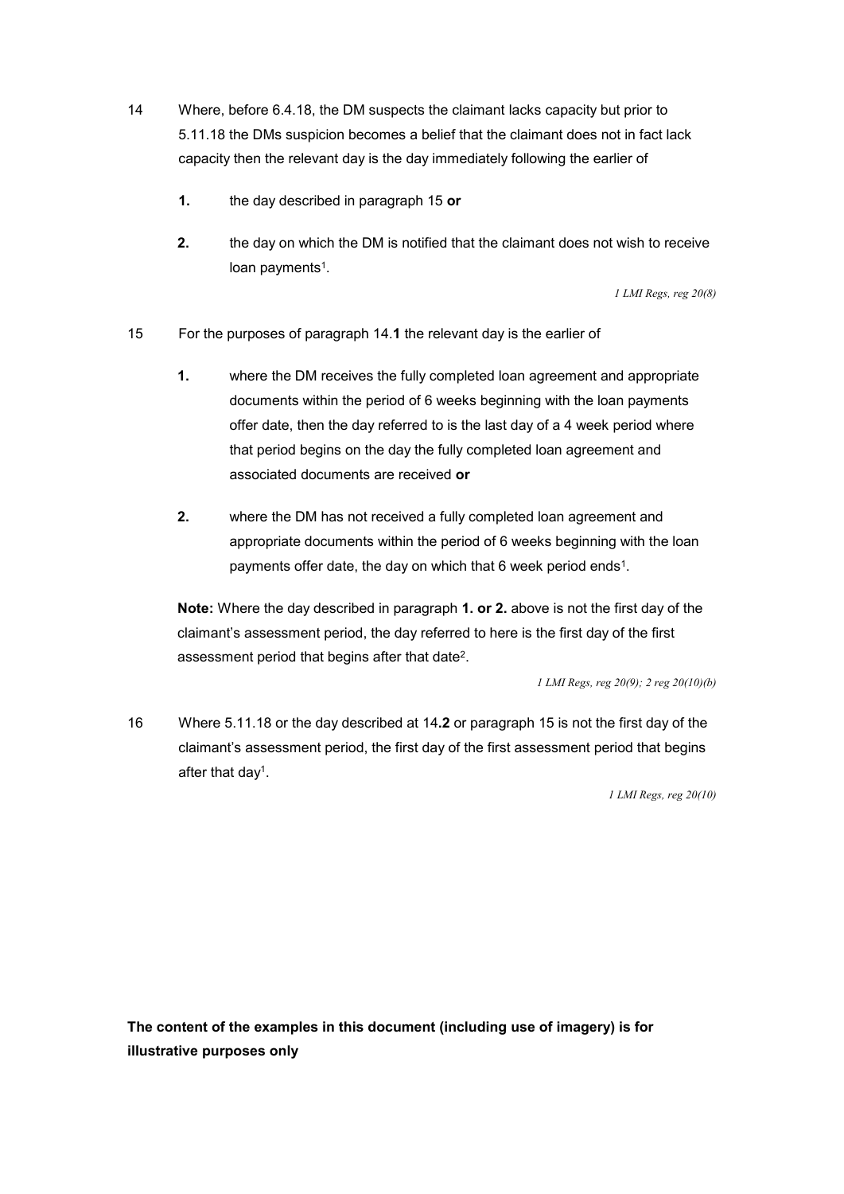14 Where, before 6.4.18, the DM suspects the claimant lacks capacity but prior to 5.11.18 the DMs suspicion becomes a belief that the claimant does not in fact lack capacity then the relevant day is the day immediately following the earlier of

**1.** the day described in paragraph 15 **or**

**2.** the day on which the DM is notified that the claimant does not wish to receive loan payments[1].

*1 LMI Regs, reg 20(8)*

15 For the purposes of paragraph 14.**1** the relevant day is the earlier of

**1.** where the DM receives the fully completed loan agreement and appropriate documents within the period of 6 weeks beginning with the loan payments offer date, then the day referred to is the last day of a 4 week period where that period begins on the day the fully completed loan agreement and associated documents are received **or**

**2.** where the DM has not received a fully completed loan agreement and appropriate documents within the period of 6 weeks beginning with the loan payments offer date, the day on which that 6 week period ends[1].

**Note:** Where the day described in paragraph **1. or 2.** above is not the first day of the claimant's assessment period, the day referred to here is the first day of the first assessment period that begins after that date[2].

*1 LMI Regs, reg 20(9); 2 reg 20(10)(b)*

16 Where 5.11.18 or the day described at 14**.2** or paragraph 15 is not the first day of the claimant's assessment period, the first day of the first assessment period that begins after that day[1].

*1 LMI Regs, reg 20(10)*

**The content of the examples in this document (including use of imagery) is for illustrative purposes only**